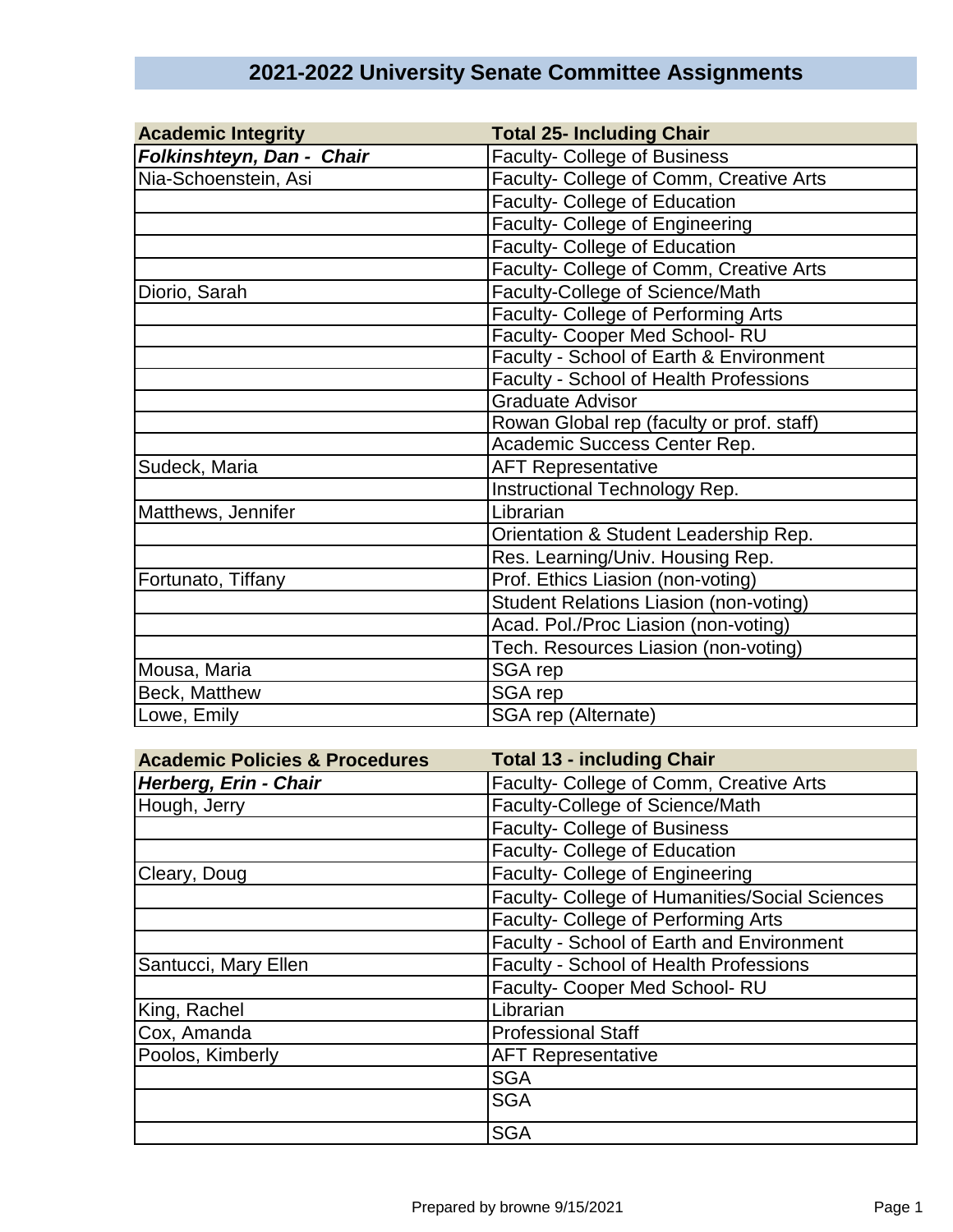# 2021-2022 University Senate Committee Assignments

| Academic Integrity | Total 25- Including Chair |
|---|---|
| ***Folkinshteyn, Dan - Chair*** | Faculty- College of Business |
| Nia-Schoenstein, Asi | Faculty- College of Comm, Creative Arts |
| | Faculty- College of Education |
| | Faculty- College of Engineering |
| | Faculty- College of Education |
| | Faculty- College of Comm, Creative Arts |
| Diorio, Sarah | Faculty-College of Science/Math |
| | Faculty- College of Performing Arts |
| | Faculty- Cooper Med School- RU |
| | Faculty - School of Earth & Environment |
| | Faculty - School of Health Professions |
| | Graduate Advisor |
| | Rowan Global rep (faculty or prof. staff) |
| | Academic Success Center Rep. |
| Sudeck, Maria | AFT Representative |
| | Instructional Technology Rep. |
| Matthews, Jennifer | Librarian |
| | Orientation & Student Leadership Rep. |
| | Res. Learning/Univ. Housing Rep. |
| Fortunato, Tiffany | Prof. Ethics Liasion (non-voting) |
| | Student Relations Liasion (non-voting) |
| | Acad. Pol./Proc Liasion (non-voting) |
| | Tech. Resources Liasion (non-voting) |
| Mousa, Maria | SGA rep |
| Beck, Matthew | SGA rep |
| Lowe, Emily | SGA rep (Alternate) |

| Academic Policies & Procedures | Total 13 - including Chair |
|---|---|
| ***Herberg, Erin - Chair*** | Faculty- College of Comm, Creative Arts |
| Hough, Jerry | Faculty-College of Science/Math |
| | Faculty- College of Business |
| | Faculty- College of Education |
| Cleary, Doug | Faculty- College of Engineering |
| | Faculty- College of Humanities/Social Sciences |
| | Faculty- College of Performing Arts |
| | Faculty - School of Earth and Environment |
| Santucci, Mary Ellen | Faculty - School of Health Professions |
| | Faculty- Cooper Med School- RU |
| King, Rachel | Librarian |
| Cox, Amanda | Professional Staff |
| Poolos, Kimberly | AFT Representative |
| | SGA |
| | SGA |
| | SGA |

Prepared by browne 9/15/2021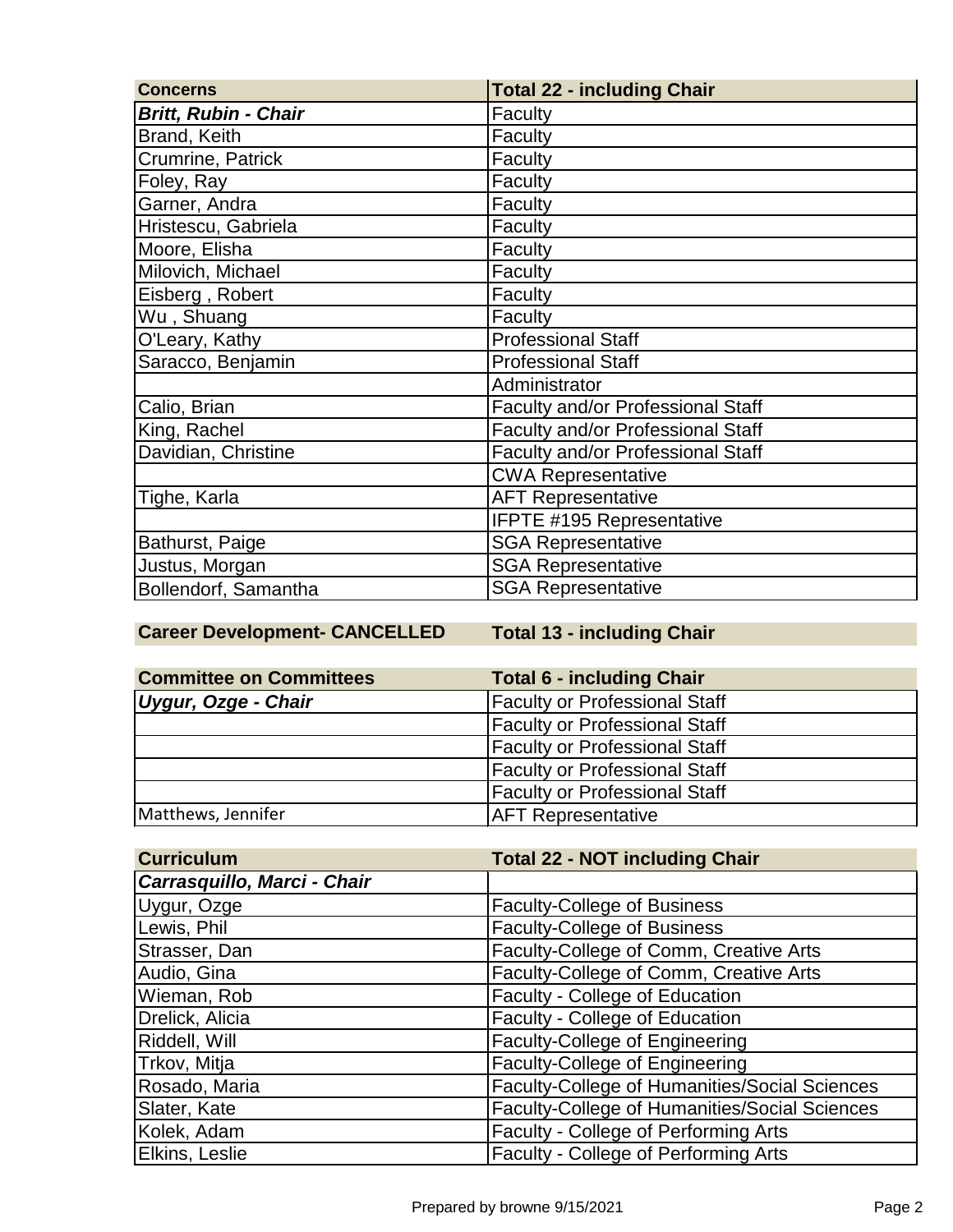| **Concerns** | **Total 22 - including Chair** |
|---|---|
| ***Britt, Rubin - Chair*** | Faculty |
| Brand, Keith | Faculty |
| Crumrine, Patrick | Faculty |
| Foley, Ray | Faculty |
| Garner, Andra | Faculty |
| Hristescu, Gabriela | Faculty |
| Moore, Elisha | Faculty |
| Milovich, Michael | Faculty |
| Eisberg , Robert | Faculty |
| Wu , Shuang | Faculty |
| O'Leary, Kathy | Professional Staff |
| Saracco, Benjamin | Professional Staff |
| | Administrator |
| Calio, Brian | Faculty and/or Professional Staff |
| King, Rachel | Faculty and/or Professional Staff |
| Davidian, Christine | Faculty and/or Professional Staff |
| | CWA Representative |
| Tighe, Karla | AFT Representative |
| | IFPTE #195 Representative |
| Bathurst, Paige | SGA Representative |
| Justus, Morgan | SGA Representative |
| Bollendorf, Samantha | SGA Representative |

| **Career Development- CANCELLED** | **Total 13 - including Chair** |
|---|---|

| **Committee on Committees** | **Total 6 - including Chair** |
|---|---|
| ***Uygur, Ozge - Chair*** | Faculty or Professional Staff |
| | Faculty or Professional Staff |
| | Faculty or Professional Staff |
| | Faculty or Professional Staff |
| | Faculty or Professional Staff |
| Matthews, Jennifer | AFT Representative |

| **Curriculum** | **Total 22 - NOT including Chair** |
|---|---|
| ***Carrasquillo, Marci - Chair*** | |
| Uygur, Ozge | Faculty-College of Business |
| Lewis, Phil | Faculty-College of Business |
| Strasser, Dan | Faculty-College of Comm, Creative Arts |
| Audio, Gina | Faculty-College of Comm, Creative Arts |
| Wieman, Rob | Faculty - College of Education |
| Drelick, Alicia | Faculty - College of Education |
| Riddell, Will | Faculty-College of Engineering |
| Trkov, Mitja | Faculty-College of Engineering |
| Rosado, Maria | Faculty-College of Humanities/Social Sciences |
| Slater, Kate | Faculty-College of Humanities/Social Sciences |
| Kolek, Adam | Faculty - College of Performing Arts |
| Elkins, Leslie | Faculty - College of Performing Arts |

Prepared by browne 9/15/2021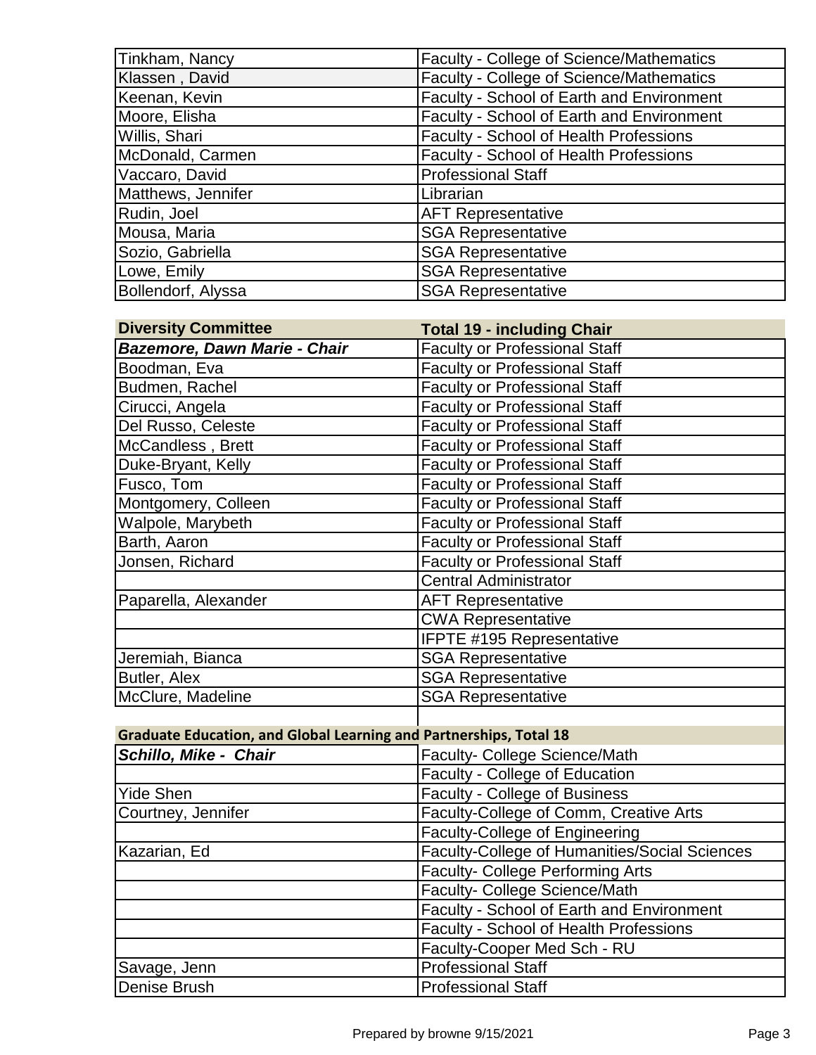| | |
|---|---|
| Tinkham, Nancy | Faculty - College of Science/Mathematics |
| Klassen , David | Faculty - College of Science/Mathematics |
| Keenan, Kevin | Faculty - School of Earth and Environment |
| Moore, Elisha | Faculty - School of Earth and Environment |
| Willis, Shari | Faculty - School of Health Professions |
| McDonald, Carmen | Faculty - School of Health Professions |
| Vaccaro, David | Professional Staff |
| Matthews, Jennifer | Librarian |
| Rudin, Joel | AFT Representative |
| Mousa, Maria | SGA Representative |
| Sozio, Gabriella | SGA Representative |
| Lowe, Emily | SGA Representative |
| Bollendorf, Alyssa | SGA Representative |

| **Diversity Committee** | **Total 19 - including Chair** |
|---|---|
| ***Bazemore, Dawn Marie - Chair*** | Faculty or Professional Staff |
| Boodman, Eva | Faculty or Professional Staff |
| Budmen, Rachel | Faculty or Professional Staff |
| Cirucci, Angela | Faculty or Professional Staff |
| Del Russo, Celeste | Faculty or Professional Staff |
| McCandless , Brett | Faculty or Professional Staff |
| Duke-Bryant, Kelly | Faculty or Professional Staff |
| Fusco, Tom | Faculty or Professional Staff |
| Montgomery, Colleen | Faculty or Professional Staff |
| Walpole, Marybeth | Faculty or Professional Staff |
| Barth, Aaron | Faculty or Professional Staff |
| Jonsen, Richard | Faculty or Professional Staff |
| | Central Administrator |
| Paparella, Alexander | AFT Representative |
| | CWA Representative |
| | IFPTE #195 Representative |
| Jeremiah, Bianca | SGA Representative |
| Butler, Alex | SGA Representative |
| McClure, Madeline | SGA Representative |

| **Graduate Education, and Global Learning and Partnerships, Total 18** | |
|---|---|
| ***Schillo, Mike - Chair*** | Faculty- College Science/Math |
| | Faculty - College of Education |
| Yide Shen | Faculty - College of Business |
| Courtney, Jennifer | Faculty-College of Comm, Creative Arts |
| | Faculty-College of Engineering |
| Kazarian, Ed | Faculty-College of Humanities/Social Sciences |
| | Faculty- College Performing Arts |
| | Faculty- College Science/Math |
| | Faculty - School of Earth and Environment |
| | Faculty - School of Health Professions |
| | Faculty-Cooper Med Sch - RU |
| Savage, Jenn | Professional Staff |
| Denise Brush | Professional Staff |

Prepared by browne 9/15/2021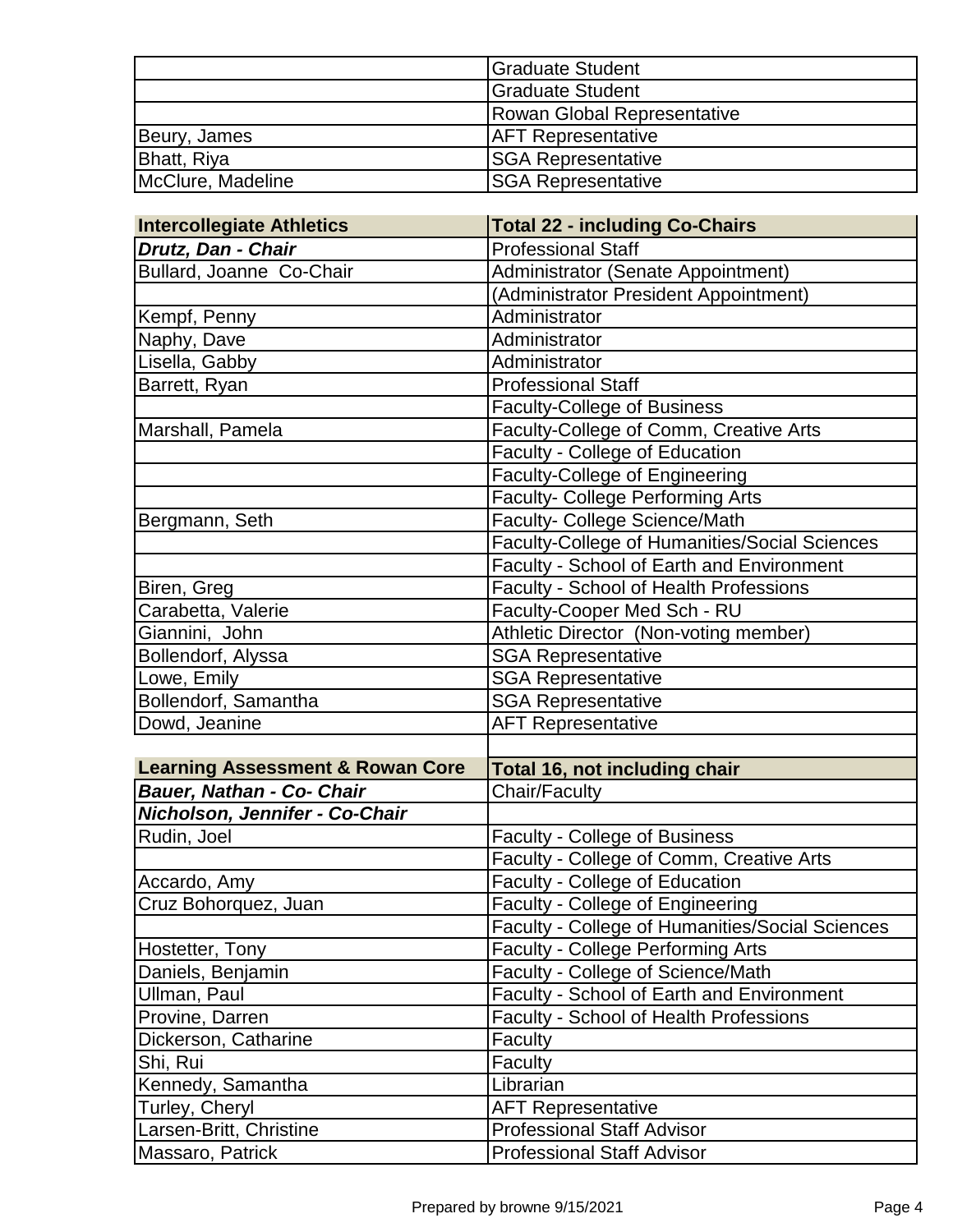| | |
|---|---|
| | Graduate Student |
| | Graduate Student |
| | Rowan Global Representative |
| Beury, James | AFT Representative |
| Bhatt, Riya | SGA Representative |
| McClure, Madeline | SGA Representative |

| **Intercollegiate Athletics** | **Total 22 - including Co-Chairs** |
|---|---|
| ***Drutz, Dan - Chair*** | Professional Staff |
| Bullard, Joanne Co-Chair | Administrator (Senate Appointment) |
| | (Administrator President Appointment) |
| Kempf, Penny | Administrator |
| Naphy, Dave | Administrator |
| Lisella, Gabby | Administrator |
| Barrett, Ryan | Professional Staff |
| | Faculty-College of Business |
| Marshall, Pamela | Faculty-College of Comm, Creative Arts |
| | Faculty - College of Education |
| | Faculty-College of Engineering |
| | Faculty- College Performing Arts |
| Bergmann, Seth | Faculty- College Science/Math |
| | Faculty-College of Humanities/Social Sciences |
| | Faculty - School of Earth and Environment |
| Biren, Greg | Faculty - School of Health Professions |
| Carabetta, Valerie | Faculty-Cooper Med Sch - RU |
| Giannini, John | Athletic Director (Non-voting member) |
| Bollendorf, Alyssa | SGA Representative |
| Lowe, Emily | SGA Representative |
| Bollendorf, Samantha | SGA Representative |
| Dowd, Jeanine | AFT Representative |

| **Learning Assessment & Rowan Core** | **Total 16, not including chair** |
|---|---|
| ***Bauer, Nathan - Co- Chair*** | Chair/Faculty |
| ***Nicholson, Jennifer - Co-Chair*** | |
| Rudin, Joel | Faculty - College of Business |
| | Faculty - College of Comm, Creative Arts |
| Accardo, Amy | Faculty - College of Education |
| Cruz Bohorquez, Juan | Faculty - College of Engineering |
| | Faculty - College of Humanities/Social Sciences |
| Hostetter, Tony | Faculty - College Performing Arts |
| Daniels, Benjamin | Faculty - College of Science/Math |
| Ullman, Paul | Faculty - School of Earth and Environment |
| Provine, Darren | Faculty - School of Health Professions |
| Dickerson, Catharine | Faculty |
| Shi, Rui | Faculty |
| Kennedy, Samantha | Librarian |
| Turley, Cheryl | AFT Representative |
| Larsen-Britt, Christine | Professional Staff Advisor |
| Massaro, Patrick | Professional Staff Advisor |

Prepared by browne 9/15/2021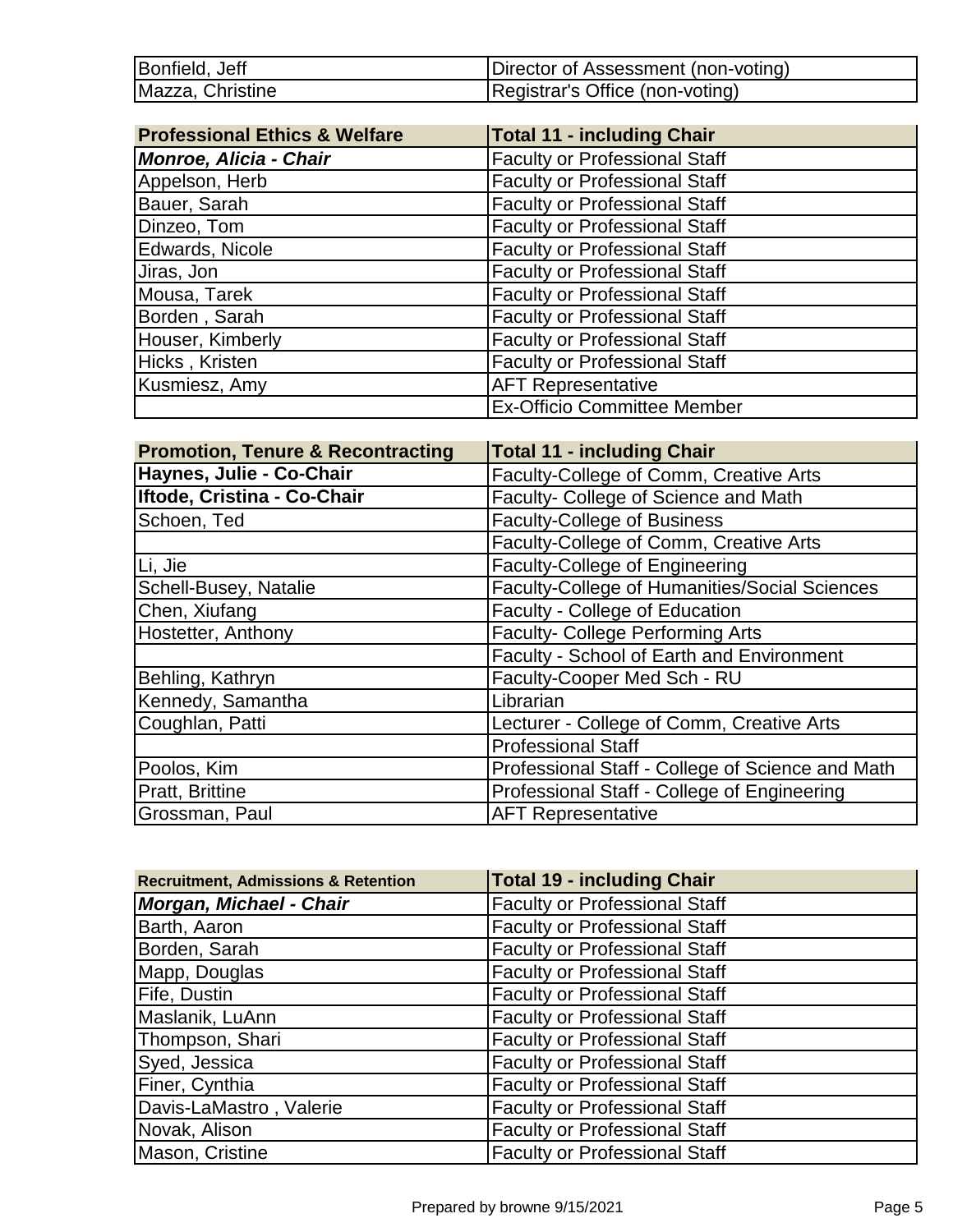| | |
|---|---|
| Bonfield, Jeff | Director of Assessment (non-voting) |
| Mazza, Christine | Registrar's Office (non-voting) |

| Professional Ethics & Welfare | Total 11 - including Chair |
|---|---|
| ***Monroe, Alicia - Chair*** | Faculty or Professional Staff |
| Appelson, Herb | Faculty or Professional Staff |
| Bauer, Sarah | Faculty or Professional Staff |
| Dinzeo, Tom | Faculty or Professional Staff |
| Edwards, Nicole | Faculty or Professional Staff |
| Jiras, Jon | Faculty or Professional Staff |
| Mousa, Tarek | Faculty or Professional Staff |
| Borden , Sarah | Faculty or Professional Staff |
| Houser, Kimberly | Faculty or Professional Staff |
| Hicks , Kristen | Faculty or Professional Staff |
| Kusmiesz, Amy | AFT Representative |
| | Ex-Officio Committee Member |

| Promotion, Tenure & Recontracting | Total 11 - including Chair |
|---|---|
| **Haynes, Julie - Co-Chair** | Faculty-College of Comm, Creative Arts |
| **Iftode, Cristina - Co-Chair** | Faculty- College of Science and Math |
| Schoen, Ted | Faculty-College of Business |
| | Faculty-College of Comm, Creative Arts |
| Li, Jie | Faculty-College of Engineering |
| Schell-Busey, Natalie | Faculty-College of Humanities/Social Sciences |
| Chen, Xiufang | Faculty - College of Education |
| Hostetter, Anthony | Faculty- College Performing Arts |
| | Faculty - School of Earth and Environment |
| Behling, Kathryn | Faculty-Cooper Med Sch - RU |
| Kennedy, Samantha | Librarian |
| Coughlan, Patti | Lecturer - College of Comm, Creative Arts |
| | Professional Staff |
| Poolos, Kim | Professional Staff - College of Science and Math |
| Pratt, Brittine | Professional Staff - College of Engineering |
| Grossman, Paul | AFT Representative |

| Recruitment, Admissions & Retention | Total 19 - including Chair |
|---|---|
| ***Morgan, Michael - Chair*** | Faculty or Professional Staff |
| Barth, Aaron | Faculty or Professional Staff |
| Borden, Sarah | Faculty or Professional Staff |
| Mapp, Douglas | Faculty or Professional Staff |
| Fife, Dustin | Faculty or Professional Staff |
| Maslanik, LuAnn | Faculty or Professional Staff |
| Thompson, Shari | Faculty or Professional Staff |
| Syed, Jessica | Faculty or Professional Staff |
| Finer, Cynthia | Faculty or Professional Staff |
| Davis-LaMastro , Valerie | Faculty or Professional Staff |
| Novak, Alison | Faculty or Professional Staff |
| Mason, Cristine | Faculty or Professional Staff |

Prepared by browne 9/15/2021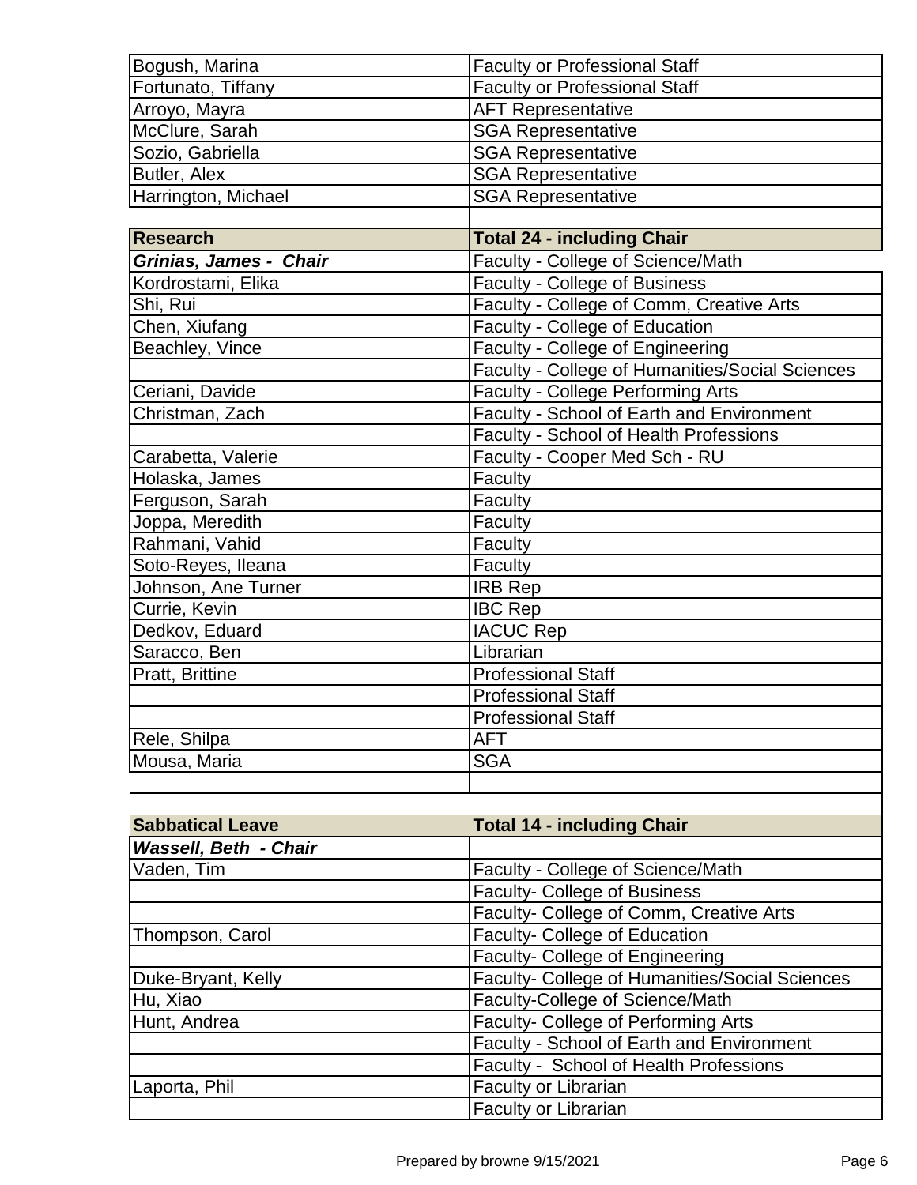| | |
|---|---|
| Bogush, Marina | Faculty or Professional Staff |
| Fortunato, Tiffany | Faculty or Professional Staff |
| Arroyo, Mayra | AFT Representative |
| McClure, Sarah | SGA Representative |
| Sozio, Gabriella | SGA Representative |
| Butler, Alex | SGA Representative |
| Harrington, Michael | SGA Representative |

| **Research** | **Total 24 - including Chair** |
|---|---|
| ***Grinias, James - Chair*** | Faculty - College of Science/Math |
| Kordrostami, Elika | Faculty - College of Business |
| Shi, Rui | Faculty - College of Comm, Creative Arts |
| Chen, Xiufang | Faculty - College of Education |
| Beachley, Vince | Faculty - College of Engineering |
| | Faculty - College of Humanities/Social Sciences |
| Ceriani, Davide | Faculty - College Performing Arts |
| Christman, Zach | Faculty - School of Earth and Environment |
| | Faculty - School of Health Professions |
| Carabetta, Valerie | Faculty - Cooper Med Sch - RU |
| Holaska, James | Faculty |
| Ferguson, Sarah | Faculty |
| Joppa, Meredith | Faculty |
| Rahmani, Vahid | Faculty |
| Soto-Reyes, Ileana | Faculty |
| Johnson, Ane Turner | IRB Rep |
| Currie, Kevin | IBC Rep |
| Dedkov, Eduard | IACUC Rep |
| Saracco, Ben | Librarian |
| Pratt, Brittine | Professional Staff |
| | Professional Staff |
| | Professional Staff |
| Rele, Shilpa | AFT |
| Mousa, Maria | SGA |

| **Sabbatical Leave** | **Total 14 - including Chair** |
|---|---|
| ***Wassell, Beth - Chair*** | |
| Vaden, Tim | Faculty - College of Science/Math |
| | Faculty- College of Business |
| | Faculty- College of Comm, Creative Arts |
| Thompson, Carol | Faculty- College of Education |
| | Faculty- College of Engineering |
| Duke-Bryant, Kelly | Faculty- College of Humanities/Social Sciences |
| Hu, Xiao | Faculty-College of Science/Math |
| Hunt, Andrea | Faculty- College of Performing Arts |
| | Faculty - School of Earth and Environment |
| | Faculty - School of Health Professions |
| Laporta, Phil | Faculty or Librarian |
| | Faculty or Librarian |

Prepared by browne 9/15/2021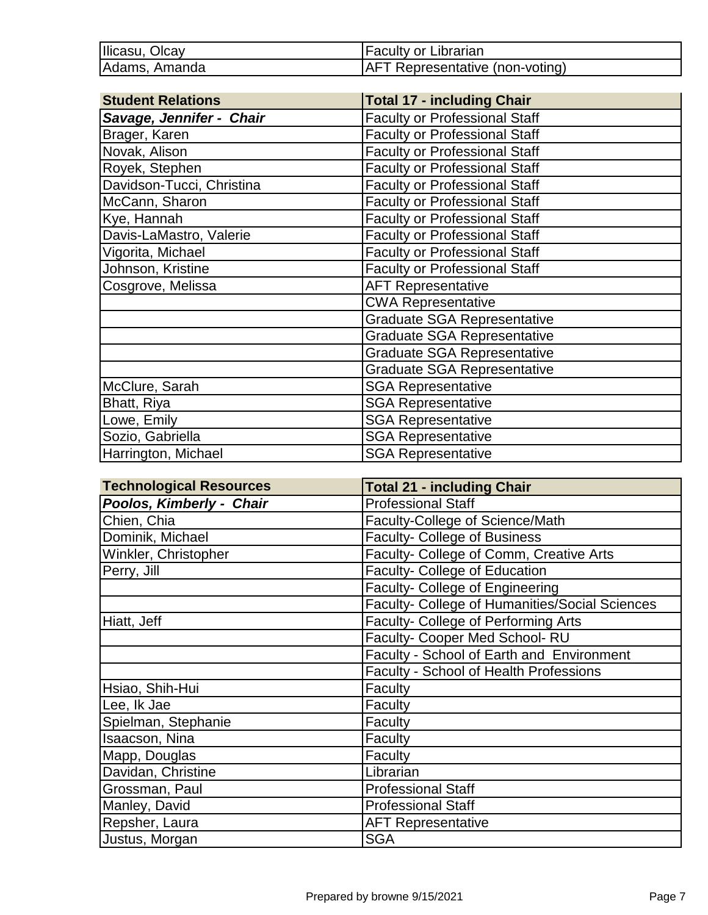| | |
|---|---|
| Ilicasu, Olcay | Faculty or Librarian |
| Adams, Amanda | AFT Representative (non-voting) |

| **Student Relations** | **Total 17 - including Chair** |
|---|---|
| ***Savage, Jennifer - Chair*** | Faculty or Professional Staff |
| Brager, Karen | Faculty or Professional Staff |
| Novak, Alison | Faculty or Professional Staff |
| Royek, Stephen | Faculty or Professional Staff |
| Davidson-Tucci, Christina | Faculty or Professional Staff |
| McCann, Sharon | Faculty or Professional Staff |
| Kye, Hannah | Faculty or Professional Staff |
| Davis-LaMastro, Valerie | Faculty or Professional Staff |
| Vigorita, Michael | Faculty or Professional Staff |
| Johnson, Kristine | Faculty or Professional Staff |
| Cosgrove, Melissa | AFT Representative |
| | CWA Representative |
| | Graduate SGA Representative |
| | Graduate SGA Representative |
| | Graduate SGA Representative |
| | Graduate SGA Representative |
| McClure, Sarah | SGA Representative |
| Bhatt, Riya | SGA Representative |
| Lowe, Emily | SGA Representative |
| Sozio, Gabriella | SGA Representative |
| Harrington, Michael | SGA Representative |

| **Technological Resources** | **Total 21 - including Chair** |
|---|---|
| ***Poolos, Kimberly - Chair*** | Professional Staff |
| Chien, Chia | Faculty-College of Science/Math |
| Dominik, Michael | Faculty- College of Business |
| Winkler, Christopher | Faculty- College of Comm, Creative Arts |
| Perry, Jill | Faculty- College of Education |
| | Faculty- College of Engineering |
| | Faculty- College of Humanities/Social Sciences |
| Hiatt, Jeff | Faculty- College of Performing Arts |
| | Faculty- Cooper Med School- RU |
| | Faculty - School of Earth and Environment |
| | Faculty - School of Health Professions |
| Hsiao, Shih-Hui | Faculty |
| Lee, Ik Jae | Faculty |
| Spielman, Stephanie | Faculty |
| Isaacson, Nina | Faculty |
| Mapp, Douglas | Faculty |
| Davidan, Christine | Librarian |
| Grossman, Paul | Professional Staff |
| Manley, David | Professional Staff |
| Repsher, Laura | AFT Representative |
| Justus, Morgan | SGA |

Prepared by browne 9/15/2021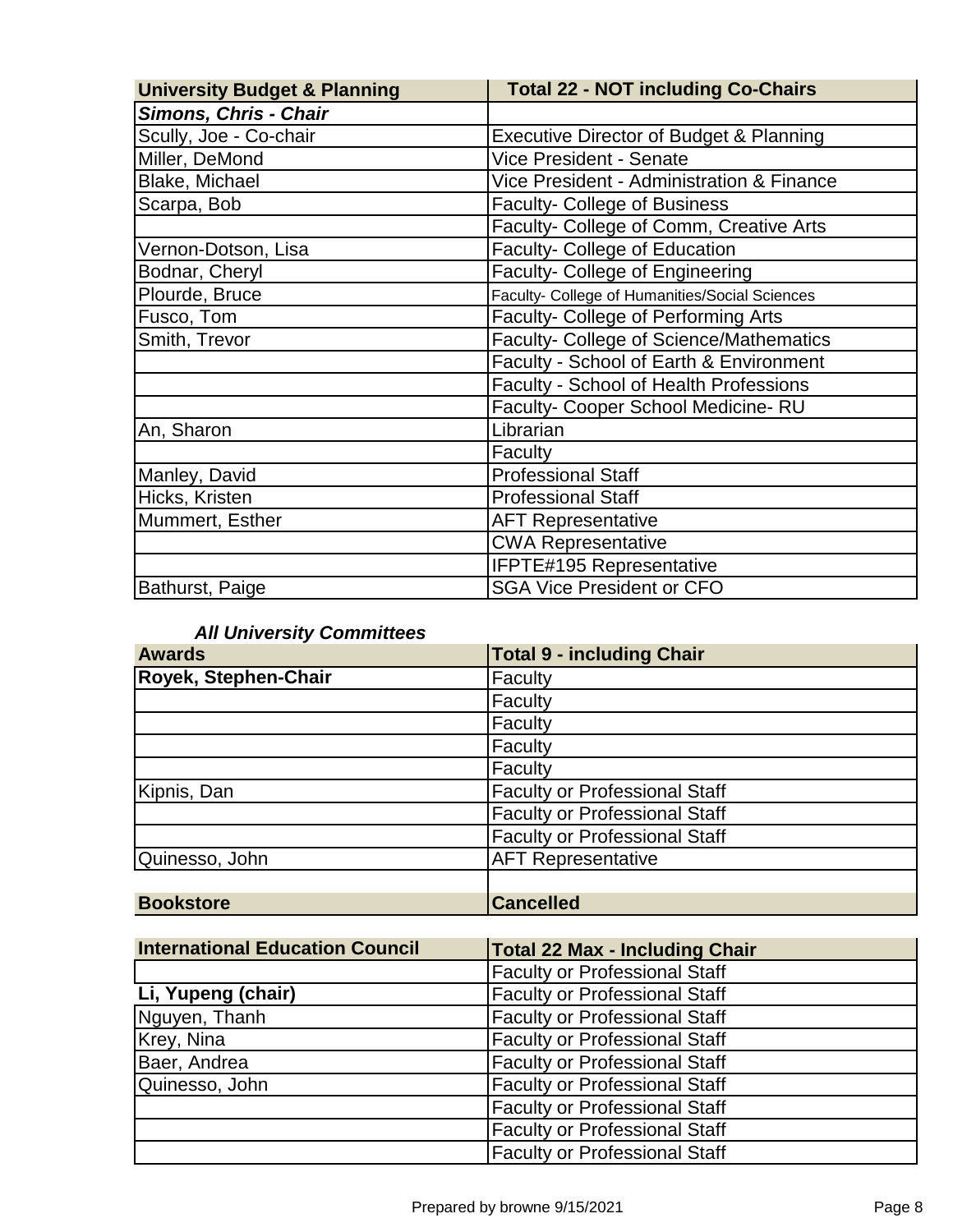| University Budget & Planning | Total 22 - NOT including Co-Chairs |
|---|---|
| ***Simons, Chris - Chair*** | |
| Scully, Joe - Co-chair | Executive Director of Budget & Planning |
| Miller, DeMond | Vice President - Senate |
| Blake, Michael | Vice President - Administration & Finance |
| Scarpa, Bob | Faculty- College of Business |
| | Faculty- College of Comm, Creative Arts |
| Vernon-Dotson, Lisa | Faculty- College of Education |
| Bodnar, Cheryl | Faculty- College of Engineering |
| Plourde, Bruce | Faculty- College of Humanities/Social Sciences |
| Fusco, Tom | Faculty- College of Performing Arts |
| Smith, Trevor | Faculty- College of Science/Mathematics |
| | Faculty - School of Earth & Environment |
| | Faculty - School of Health Professions |
| | Faculty- Cooper School Medicine- RU |
| An, Sharon | Librarian |
| | Faculty |
| Manley, David | Professional Staff |
| Hicks, Kristen | Professional Staff |
| Mummert, Esther | AFT Representative |
| | CWA Representative |
| | IFPTE#195 Representative |
| Bathurst, Paige | SGA Vice President or CFO |

***All University Committees***

| Awards | Total 9 - including Chair |
|---|---|
| **Royek, Stephen-Chair** | Faculty |
| | Faculty |
| | Faculty |
| | Faculty |
| | Faculty |
| Kipnis, Dan | Faculty or Professional Staff |
| | Faculty or Professional Staff |
| | Faculty or Professional Staff |
| Quinesso, John | AFT Representative |

| Bookstore | Cancelled |
|---|---|

| International Education Council | Total 22 Max - Including Chair |
|---|---|
| | Faculty or Professional Staff |
| **Li, Yupeng (chair)** | Faculty or Professional Staff |
| Nguyen, Thanh | Faculty or Professional Staff |
| Krey, Nina | Faculty or Professional Staff |
| Baer, Andrea | Faculty or Professional Staff |
| Quinesso, John | Faculty or Professional Staff |
| | Faculty or Professional Staff |
| | Faculty or Professional Staff |
| | Faculty or Professional Staff |

Prepared by browne 9/15/2021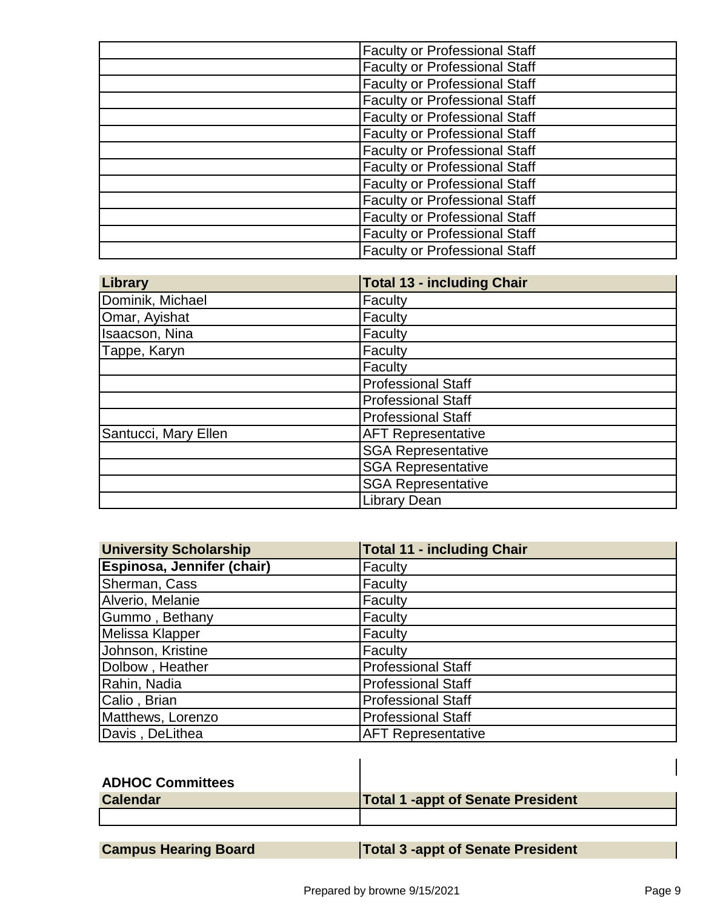| | |
|---|---|
| | Faculty or Professional Staff |
| | Faculty or Professional Staff |
| | Faculty or Professional Staff |
| | Faculty or Professional Staff |
| | Faculty or Professional Staff |
| | Faculty or Professional Staff |
| | Faculty or Professional Staff |
| | Faculty or Professional Staff |
| | Faculty or Professional Staff |
| | Faculty or Professional Staff |
| | Faculty or Professional Staff |
| | Faculty or Professional Staff |
| | Faculty or Professional Staff |

| **Library** | **Total 13 - including Chair** |
|---|---|
| Dominik, Michael | Faculty |
| Omar, Ayishat | Faculty |
| Isaacson, Nina | Faculty |
| Tappe, Karyn | Faculty |
| | Faculty |
| | Professional Staff |
| | Professional Staff |
| | Professional Staff |
| Santucci, Mary Ellen | AFT Representative |
| | SGA Representative |
| | SGA Representative |
| | SGA Representative |
| | Library Dean |

| **University Scholarship** | **Total 11 - including Chair** |
|---|---|
| **Espinosa, Jennifer (chair)** | Faculty |
| Sherman, Cass | Faculty |
| Alverio, Melanie | Faculty |
| Gummo , Bethany | Faculty |
| Melissa Klapper | Faculty |
| Johnson, Kristine | Faculty |
| Dolbow , Heather | Professional Staff |
| Rahin, Nadia | Professional Staff |
| Calio , Brian | Professional Staff |
| Matthews, Lorenzo | Professional Staff |
| Davis , DeLithea | AFT Representative |

**ADHOC Committees**

| **Calendar** | **Total 1 -appt of Senate President** |
|---|---|
| | |

| **Campus Hearing Board** | **Total 3 -appt of Senate President** |
|---|---|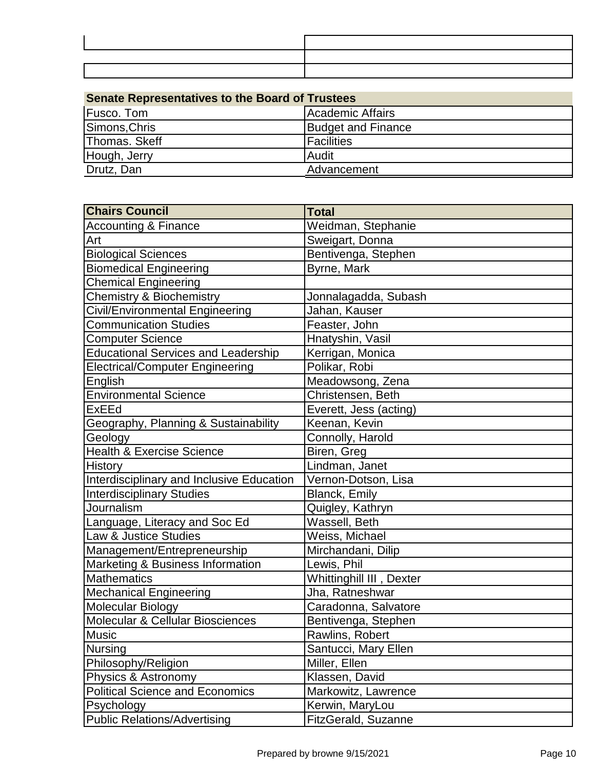| | |
|---|---|
| | |
| | |
| | |

| Senate Representatives to the Board of Trustees | |
|---|---|
| Fusco. Tom | Academic Affairs |
| Simons,Chris | Budget and Finance |
| Thomas. Skeff | Facilities |
| Hough, Jerry | Audit |
| Drutz, Dan | Advancement |

| Chairs Council | Total |
|---|---|
| Accounting & Finance | Weidman, Stephanie |
| Art | Sweigart, Donna |
| Biological Sciences | Bentivenga, Stephen |
| Biomedical Engineering | Byrne, Mark |
| Chemical Engineering | |
| Chemistry & Biochemistry | Jonnalagadda, Subash |
| Civil/Environmental Engineering | Jahan, Kauser |
| Communication Studies | Feaster, John |
| Computer Science | Hnatyshin, Vasil |
| Educational Services and Leadership | Kerrigan, Monica |
| Electrical/Computer Engineering | Polikar, Robi |
| English | Meadowsong, Zena |
| Environmental Science | Christensen, Beth |
| ExEEd | Everett, Jess (acting) |
| Geography, Planning & Sustainability | Keenan, Kevin |
| Geology | Connolly, Harold |
| Health & Exercise Science | Biren, Greg |
| History | Lindman, Janet |
| Interdisciplinary and Inclusive Education | Vernon-Dotson, Lisa |
| Interdisciplinary Studies | Blanck, Emily |
| Journalism | Quigley, Kathryn |
| Language, Literacy and Soc Ed | Wassell, Beth |
| Law & Justice Studies | Weiss, Michael |
| Management/Entrepreneurship | Mirchandani, Dilip |
| Marketing & Business Information | Lewis, Phil |
| Mathematics | Whittinghill III , Dexter |
| Mechanical Engineering | Jha, Ratneshwar |
| Molecular Biology | Caradonna, Salvatore |
| Molecular & Cellular Biosciences | Bentivenga, Stephen |
| Music | Rawlins, Robert |
| Nursing | Santucci, Mary Ellen |
| Philosophy/Religion | Miller, Ellen |
| Physics & Astronomy | Klassen, David |
| Political Science and Economics | Markowitz, Lawrence |
| Psychology | Kerwin, MaryLou |
| Public Relations/Advertising | FitzGerald, Suzanne |

Prepared by browne 9/15/2021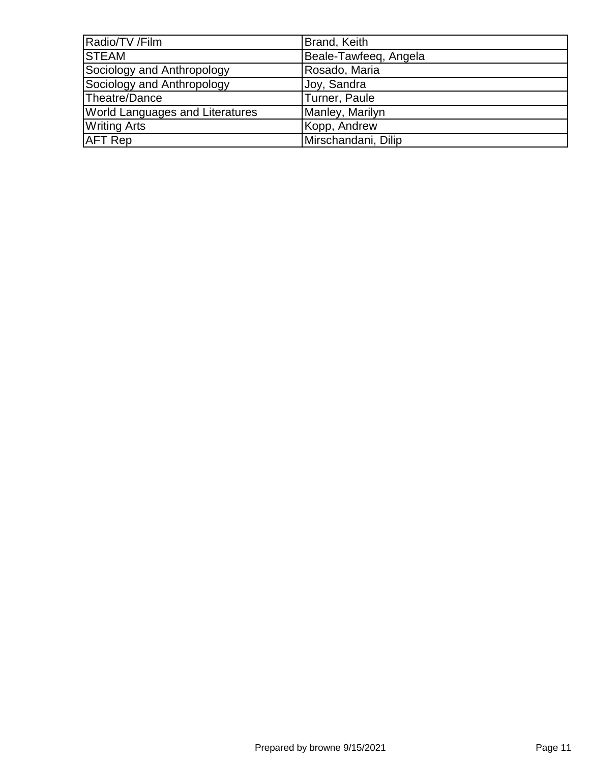| Radio/TV /Film | Brand, Keith |
|---|---|
| STEAM | Beale-Tawfeeq, Angela |
| Sociology and Anthropology | Rosado, Maria |
| Sociology and Anthropology | Joy, Sandra |
| Theatre/Dance | Turner, Paule |
| World Languages and Literatures | Manley, Marilyn |
| Writing Arts | Kopp, Andrew |
| AFT Rep | Mirschandani, Dilip |

Prepared by browne 9/15/2021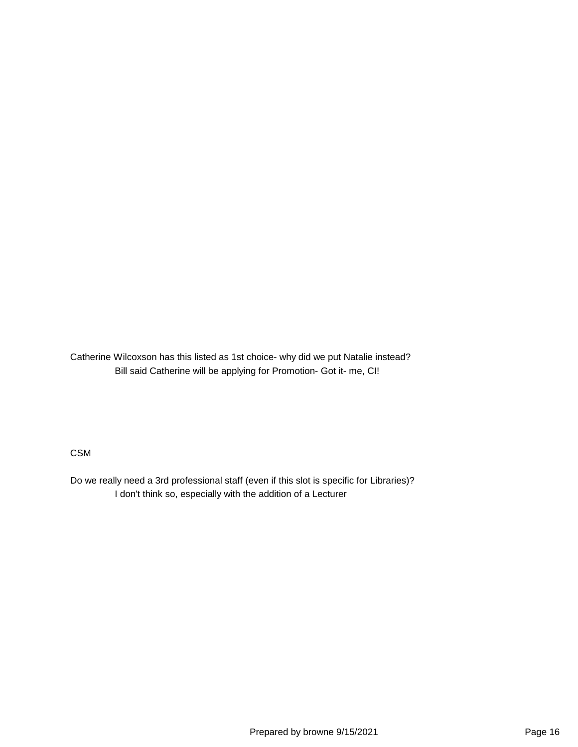Catherine Wilcoxson has this listed as 1st choice- why did we put Natalie instead?

Bill said Catherine will be applying for Promotion- Got it- me, CI!

CSM

Do we really need a 3rd professional staff (even if this slot is specific for Libraries)?

I don't think so, especially with the addition of a Lecturer

Prepared by browne 9/15/2021